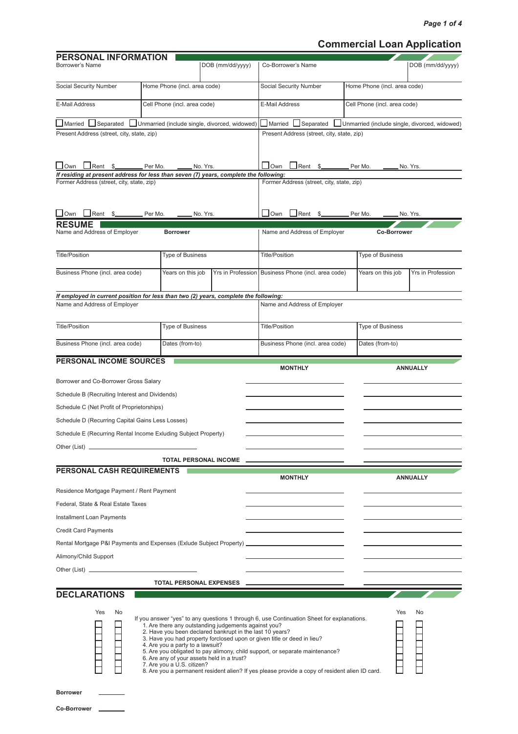# Commercial Loan Application

## PERSONAL INFORMATION

| Borrower's Name | | DOB (mm/dd/yyyy) | Co-Borrower's Name | | DOB (mm/dd/yyyy) |
|---|---|---|---|---|---|
| Social Security Number | Home Phone (incl. area code) | | Social Security Number | Home Phone (incl. area code) | |
| E-Mail Address | Cell Phone (incl. area code) | | E-Mail Address | Cell Phone (incl. area code) | |

☐ Married ☐ Separated ☐ Unmarried (include single, divorced, widowed) | ☐ Married ☐ Separated ☐ Unmarried (include single, divorced, widowed)

| Present Address (street, city, state, zip) | Present Address (street, city, state, zip) |
|---|---|
| ☐ Own ☐ Rent $_______ Per Mo. _____ No. Yrs. | ☐ Own ☐ Rent $_______ Per Mo. _____ No. Yrs. |

*If residing at present address for less than seven (7) years, complete the following:*

| Former Address (street, city, state, zip) | Former Address (street, city, state, zip) |
|---|---|
| ☐ Own ☐ Rent $_______ Per Mo. _____ No. Yrs. | ☐ Own ☐ Rent $_______ Per Mo. _____ No. Yrs. |

## RESUME

| Name and Address of Employer | **Borrower** | | Name and Address of Employer | **Co-Borrower** | |
|---|---|---|---|---|---|
| Title/Position | Type of Business | | Title/Position | Type of Business | |
| Business Phone (incl. area code) | Years on this job | Yrs in Profession | Business Phone (incl. area code) | Years on this job | Yrs in Profession |

*If employed in current position for less than two (2) years, complete the following:*

| Name and Address of Employer | | Name and Address of Employer | |
|---|---|---|---|
| Title/Position | Type of Business | Title/Position | Type of Business |
| Business Phone (incl. area code) | Dates (from-to) | Business Phone (incl. area code) | Dates (from-to) |

## PERSONAL INCOME SOURCES

| | MONTHLY | ANNUALLY |
|---|---|---|
| Borrower and Co-Borrower Gross Salary | | |
| Schedule B (Recruiting Interest and Dividends) | | |
| Schedule C (Net Profit of Proprietorships) | | |
| Schedule D (Recurring Capital Gains Less Losses) | | |
| Schedule E (Recurring Rental Income Exluding Subject Property) | | |
| Other (List) ____________ | | |
| **TOTAL PERSONAL INCOME** | | |

## PERSONAL CASH REQUIREMENTS

| | MONTHLY | ANNUALLY |
|---|---|---|
| Residence Mortgage Payment / Rent Payment | | |
| Federal, State & Real Estate Taxes | | |
| Installment Loan Payments | | |
| Credit Card Payments | | |
| Rental Mortgage P&I Payments and Expenses (Exlude Subject Property) | | |
| Alimony/Child Support | | |
| Other (List) ____________ | | |
| **TOTAL PERSONAL EXPENSES** | | |

## DECLARATIONS

If you answer "yes" to any questions 1 through 6, use Continuation Sheet for explanations.

| Borrower Yes | Borrower No | Question | Co-Borrower Yes | Co-Borrower No |
|---|---|---|---|---|
| ☐ | ☐ | 1. Are there any outstanding judgements against you? | ☐ | ☐ |
| ☐ | ☐ | 2. Have you been declared bankrupt in the last 10 years? | ☐ | ☐ |
| ☐ | ☐ | 3. Have you had property forclosed upon or given title or deed in lieu? | ☐ | ☐ |
| ☐ | ☐ | 4. Are you a party to a lawsuit? | ☐ | ☐ |
| ☐ | ☐ | 5. Are you obligated to pay alimony, child support, or separate maintenance? | ☐ | ☐ |
| ☐ | ☐ | 6. Are any of your assets held in a trust? | ☐ | ☐ |
| ☐ | ☐ | 7. Are you a U.S. citizen? | ☐ | ☐ |
| ☐ | ☐ | 8. Are you a permanent resident alien? If yes please provide a copy of resident alien ID card. | ☐ | ☐ |

**Borrower** ________

**Co-Borrower** ________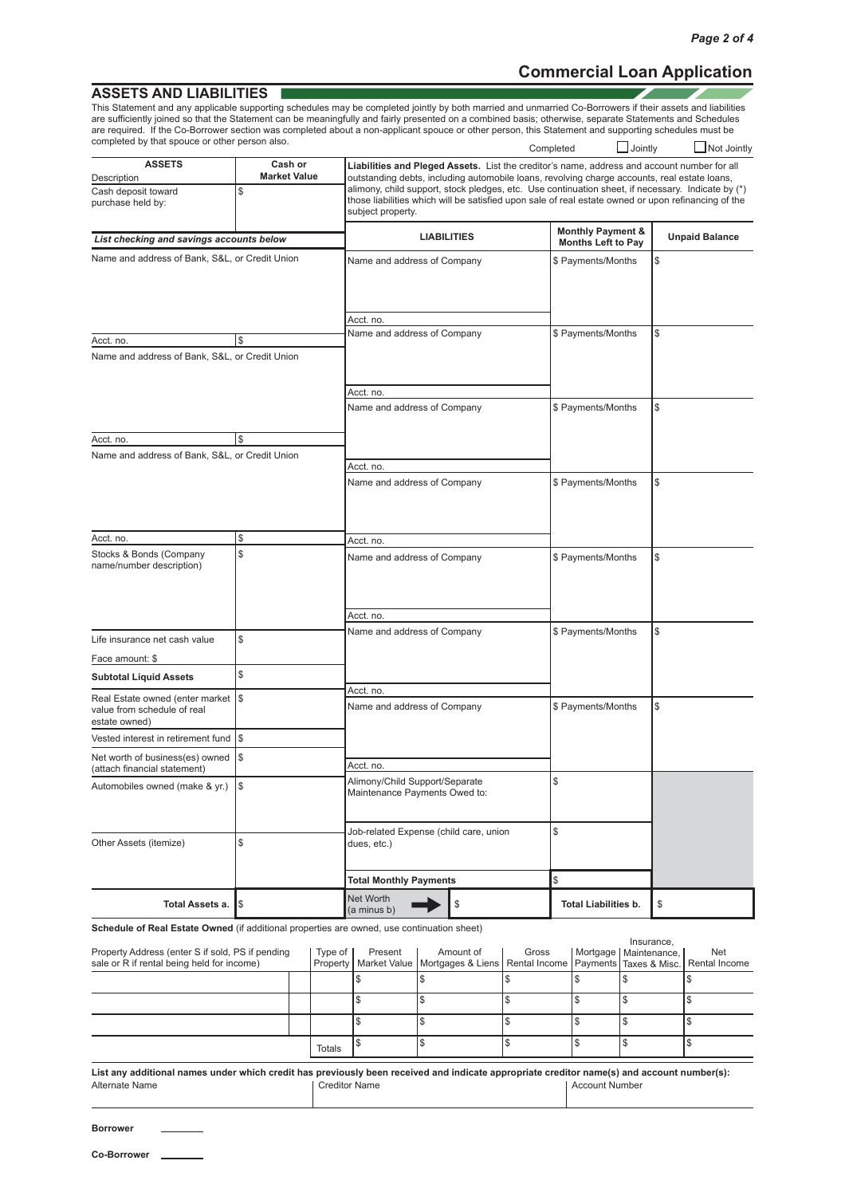## Commercial Loan Application

### ASSETS AND LIABILITIES

This Statement and any applicable supporting schedules may be completed jointly by both married and unmarried Co-Borrowers if their assets and liabilities are sufficiently joined so that the Statement can be meaningfully and fairly presented on a combined basis; otherwise, separate Statements and Schedules are required. If the Co-Borrower section was completed about a non-applicant spouse or other person, this Statement and supporting schedules must be completed by that spouse or other person also.

Completed ☐ Jointly ☐ Not Jointly

| ASSETS<br>Description | Cash or Market Value |
|---|---|
| Cash deposit toward purchase held by: | $ |
| ***List checking and savings accounts below*** | |
| Name and address of Bank, S&L, or Credit Union | |
| Acct. no. | $ |
| Name and address of Bank, S&L, or Credit Union | |
| Acct. no. | $ |
| Name and address of Bank, S&L, or Credit Union | |
| Acct. no. | $ |
| Stocks & Bonds (Company name/number description) | $ |
| Life insurance net cash value | $ |
| Face amount: $ | |
| **Subtotal Liquid Assets** | $ |
| Real Estate owned (enter market value from schedule of real estate owned) | $ |
| Vested interest in retirement fund | $ |
| Net worth of business(es) owned (attach financial statement) | $ |
| Automobiles owned (make & yr.) | $ |
| Other Assets (itemize) | $ |
| **Total Assets a.** | $ |

**Liabilities and Pleged Assets.** List the creditor's name, address and account number for all outstanding debts, including automobile loans, revolving charge accounts, real estate loans, alimony, child support, stock pledges, etc. Use continuation sheet, if necessary. Indicate by (*) those liabilities which will be satisfied upon sale of real estate owned or upon refinancing of the subject property.

| LIABILITIES | Monthly Payment & Months Left to Pay | Unpaid Balance |
|---|---|---|
| Name and address of Company<br><br>Acct. no. | $ Payments/Months | $ |
| Name and address of Company<br><br>Acct. no. | $ Payments/Months | $ |
| Name and address of Company<br><br>Acct. no. | $ Payments/Months | $ |
| Name and address of Company<br><br>Acct. no. | $ Payments/Months | $ |
| Name and address of Company<br><br>Acct. no. | $ Payments/Months | $ |
| Name and address of Company<br><br>Acct. no. | $ Payments/Months | $ |
| Name and address of Company<br><br>Acct. no. | $ Payments/Months | $ |
| Alimony/Child Support/Separate Maintenance Payments Owed to: | $ | |
| Job-related Expense (child care, union dues, etc.) | $ | |
| **Total Monthly Payments** | $ | |
| Net Worth (a minus b) $ | **Total Liabilities b.** | $ |

**Schedule of Real Estate Owned** (if additional properties are owned, use continuation sheet)

| Property Address (enter S if sold, PS if pending sale or R if rental being held for income) | Type of Property | Present Market Value | Amount of Mortgages & Liens | Gross Rental Income | Mortgage Payments | Insurance, Maintenance, Taxes & Misc. | Net Rental Income |
|---|---|---|---|---|---|---|---|
| | | $ | $ | $ | $ | $ | $ |
| | | $ | $ | $ | $ | $ | $ |
| | | $ | $ | $ | $ | $ | $ |
| | Totals | $ | $ | $ | $ | $ | $ |

**List any additional names under which credit has previously been received and indicate appropriate creditor name(s) and account number(s):**

| Alternate Name | Creditor Name | Account Number |
|---|---|---|
| | | |

**Borrower** ________

**Co-Borrower** ________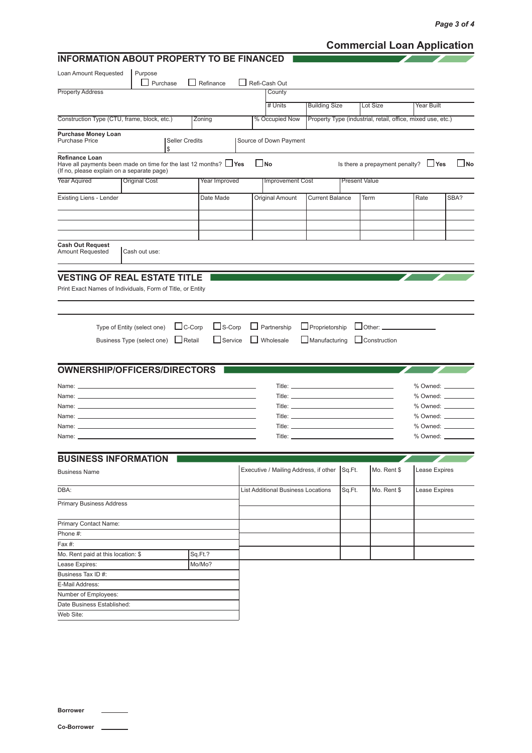# Commercial Loan Application

## INFORMATION ABOUT PROPERTY TO BE FINANCED

| Loan Amount Requested | Purpose ☐ Purchase ☐ Refinance ☐ Refi-Cash Out | | | | |
|---|---|---|---|---|---|
| Property Address | | County | | | |
| | | # Units | Building Size | Lot Size | Year Built |
| Construction Type (CTU, frame, block, etc.) | Zoning | % Occupied Now | Property Type (industrial, retail, office, mixed use, etc.) | | |

**Purchase Money Loan**

| Purchase Price | Seller Credits $ | Source of Down Payment |
|---|---|---|
| | | |

**Refinance Loan**

Have all payments been made on time for the last 12 months? ☐ **Yes** ☐ **No**
(If no, please explain on a separate page)

Is there a prepayment penalty? ☐ **Yes** ☐ **No**

| Year Aquired | Original Cost | Year Improved | Improvement Cost | Present Value |
|---|---|---|---|---|
| | | | | |

| Existing Liens - Lender | Date Made | Original Amount | Current Balance | Term | Rate | SBA? |
|---|---|---|---|---|---|---|
| | | | | | | |
| | | | | | | |
| | | | | | | |
| | | | | | | |

**Cash Out Request**

| Amount Requested | Cash out use: |
|---|---|
| | |

## VESTING OF REAL ESTATE TITLE

Print Exact Names of Individuals, Form of Title, or Entity

Type of Entity (select one) ☐ C-Corp ☐ S-Corp ☐ Partnership ☐ Proprietorship ☐ Other: ____________

Business Type (select one) ☐ Retail ☐ Service ☐ Wholesale ☐ Manufacturing ☐ Construction

## OWNERSHIP/OFFICERS/DIRECTORS

Name: ____________ Title: ____________ % Owned: ________
Name: ____________ Title: ____________ % Owned: ________
Name: ____________ Title: ____________ % Owned: ________
Name: ____________ Title: ____________ % Owned: ________
Name: ____________ Title: ____________ % Owned: ________
Name: ____________ Title: ____________ % Owned: ________

## BUSINESS INFORMATION

| Business Name | |
|---|---|
| DBA: | |
| Primary Business Address | |
| Primary Contact Name: | |
| Phone #: | |
| Fax #: | |
| Mo. Rent paid at this location: $ | Sq.Ft.? |
| Lease Expires: | Mo/Mo? |
| Business Tax ID #: | |
| E-Mail Address: | |
| Number of Employees: | |
| Date Business Established: | |
| Web Site: | |

| Executive / Mailing Address, if other | Sq.Ft. | Mo. Rent $ | Lease Expires |
|---|---|---|---|
| | | | |

| List Additional Business Locations | Sq.Ft. | Mo. Rent $ | Lease Expires |
|---|---|---|---|
| | | | |
| | | | |
| | | | |
| | | | |

**Borrower** ________

**Co-Borrower** ________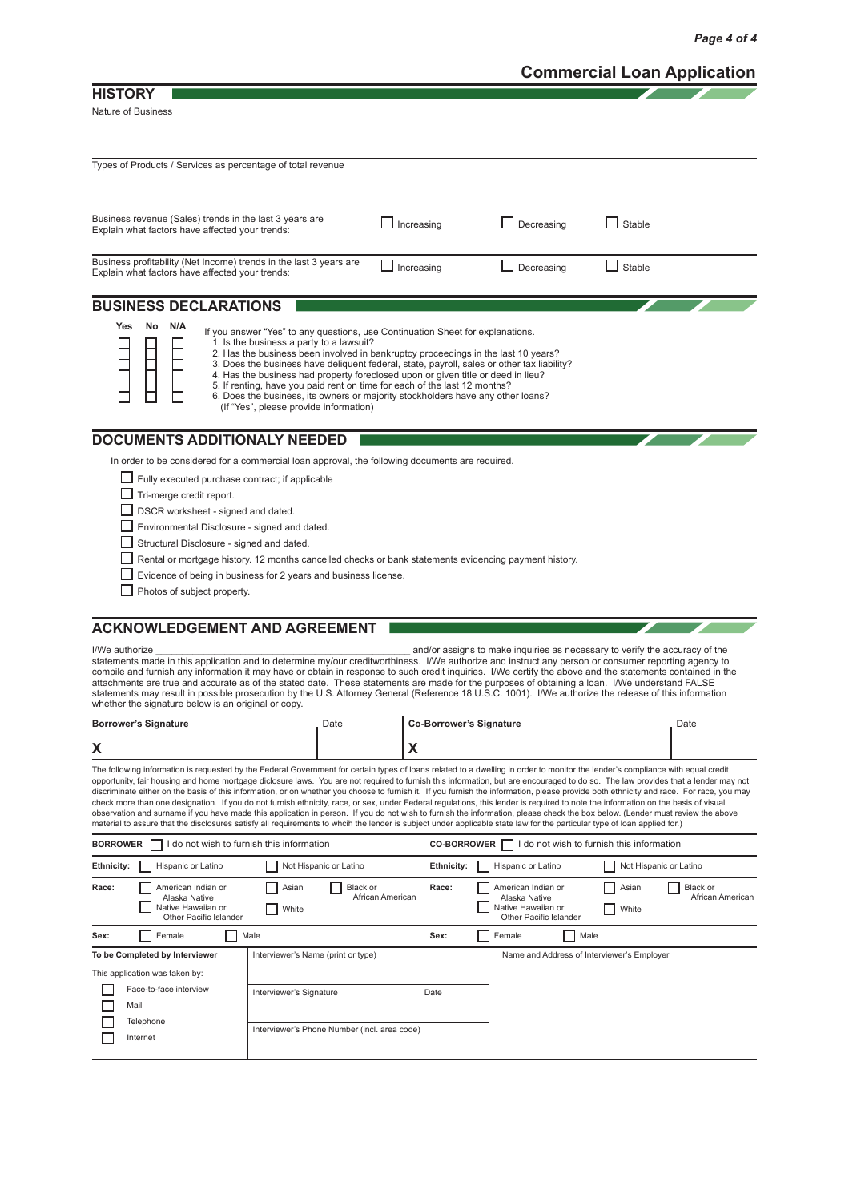# Commercial Loan Application

## HISTORY

Nature of Business

Types of Products / Services as percentage of total revenue

Business revenue (Sales) trends in the last 3 years are ☐ Increasing ☐ Decreasing ☐ Stable
Explain what factors have affected your trends:

Business profitability (Net Income) trends in the last 3 years are ☐ Increasing ☐ Decreasing ☐ Stable
Explain what factors have affected your trends:

## BUSINESS DECLARATIONS

If you answer "Yes" to any questions, use Continuation Sheet for explanations.

| Yes | No | N/A | |
|---|---|---|---|
| ☐ | ☐ | ☐ | 1. Is the business a party to a lawsuit? |
| ☐ | ☐ | ☐ | 2. Has the business been involved in bankruptcy proceedings in the last 10 years? |
| ☐ | ☐ | ☐ | 3. Does the business have deliquent federal, state, payroll, sales or other tax liability? |
| ☐ | ☐ | ☐ | 4. Has the business had property foreclosed upon or given title or deed in lieu? |
| ☐ | ☐ | ☐ | 5. If renting, have you paid rent on time for each of the last 12 months? |
| ☐ | ☐ | ☐ | 6. Does the business, its owners or majority stockholders have any other loans? (If "Yes", please provide information) |

## DOCUMENTS ADDITIONALY NEEDED

In order to be considered for a commercial loan approval, the following documents are required.

- ☐ Fully executed purchase contract; if applicable
- ☐ Tri-merge credit report.
- ☐ DSCR worksheet - signed and dated.
- ☐ Environmental Disclosure - signed and dated.
- ☐ Structural Disclosure - signed and dated.
- ☐ Rental or mortgage history. 12 months cancelled checks or bank statements evidencing payment history.
- ☐ Evidence of being in business for 2 years and business license.
- ☐ Photos of subject property.

## ACKNOWLEDGEMENT AND AGREEMENT

I/We authorize ______________________________ and/or assigns to make inquiries as necessary to verify the accuracy of the statements made in this application and to determine my/our creditworthiness. I/We authorize and instruct any person or consumer reporting agency to compile and furnish any information it may have or obtain in response to such credit inquiries. I/We certify the above and the statements contained in the attachments are true and accurate as of the stated date. These statements are made for the purposes of obtaining a loan. I/We understand FALSE statements may result in possible prosecution by the U.S. Attorney General (Reference 18 U.S.C. 1001). I/We authorize the release of this information whether the signature below is an original or copy.

| **Borrower's Signature** | Date | **Co-Borrower's Signature** | Date |
|---|---|---|---|
| **X** | | **X** | |

The following information is requested by the Federal Government for certain types of loans related to a dwelling in order to monitor the lender's compliance with equal credit opportunity, fair housing and home mortgage disclosure laws. You are not required to furnish this information, but are encouraged to do so. The law provides that a lender may not discriminate either on the basis of this information, or on whether you choose to furnish it. If you furnish the information, please provide both ethnicity and race. For race, you may check more than one designation. If you do not furnish ethnicity, race, or sex, under Federal regulations, this lender is required to note the information on the basis of visual observation and surname if you have made this application in person. If you do not wish to furnish the information, please check the box below. (Lender must review the above material to assure that the disclosures satisfy all requirements to whcih the lender is subject under applicable state law for the particular type of loan applied for.)

| **BORROWER** ☐ I do not wish to furnish this information | **CO-BORROWER** ☐ I do not wish to furnish this information |
|---|---|
| **Ethnicity:** ☐ Hispanic or Latino ☐ Not Hispanic or Latino | **Ethnicity:** ☐ Hispanic or Latino ☐ Not Hispanic or Latino |
| **Race:** ☐ American Indian or Alaska Native ☐ Asian ☐ Black or African American ☐ Native Hawaiian or Other Pacific Islander ☐ White | **Race:** ☐ American Indian or Alaska Native ☐ Asian ☐ Black or African American ☐ Native Hawaiian or Other Pacific Islander ☐ White |
| **Sex:** ☐ Female ☐ Male | **Sex:** ☐ Female ☐ Male |

| **To be Completed by Interviewer** | Interviewer's Name (print or type) | | Name and Address of Interviewer's Employer |
|---|---|---|---|
| This application was taken by: | | | |
| ☐ Face-to-face interview | Interviewer's Signature | Date | |
| ☐ Mail | | | |
| ☐ Telephone | Interviewer's Phone Number (incl. area code) | | |
| ☐ Internet | | | |